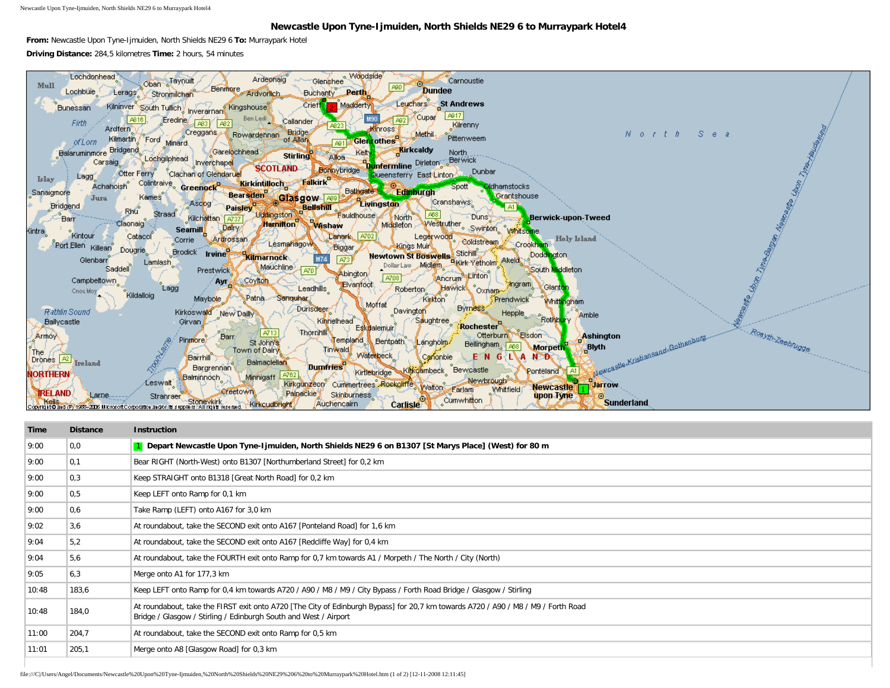# Newcastle Upon Tyne-Ijmuiden, North Shields NE29 6 to Murraypark Hotel4

**From:** Newcastle Upon Tyne-Ijmuiden, North Shields NE29 6 **To:** Murraypark Hotel

**Driving Distance:** 284,5 kilometres **Time:** 2 hours, 54 minutes

| Time | Distance | Instruction |
|---|---|---|
| 9:00 | 0,0 | 1 **Depart Newcastle Upon Tyne-Ijmuiden, North Shields NE29 6 on B1307 [St Marys Place] (West) for 80 m** |
| 9:00 | 0,1 | Bear RIGHT (North-West) onto B1307 [Northumberland Street] for 0,2 km |
| 9:00 | 0,3 | Keep STRAIGHT onto B1318 [Great North Road] for 0,2 km |
| 9:00 | 0,5 | Keep LEFT onto Ramp for 0,1 km |
| 9:00 | 0,6 | Take Ramp (LEFT) onto A167 for 3,0 km |
| 9:02 | 3,6 | At roundabout, take the SECOND exit onto A167 [Ponteland Road] for 1,6 km |
| 9:04 | 5,2 | At roundabout, take the SECOND exit onto A167 [Redcliffe Way] for 0,4 km |
| 9:04 | 5,6 | At roundabout, take the FOURTH exit onto Ramp for 0,7 km towards A1 / Morpeth / The North / City (North) |
| 9:05 | 6,3 | Merge onto A1 for 177,3 km |
| 10:48 | 183,6 | Keep LEFT onto Ramp for 0,4 km towards A720 / A90 / M8 / M9 / City Bypass / Forth Road Bridge / Glasgow / Stirling |
| 10:48 | 184,0 | At roundabout, take the FIRST exit onto A720 [The City of Edinburgh Bypass] for 20,7 km towards A720 / A90 / M8 / M9 / Forth Road Bridge / Glasgow / Stirling / Edinburgh South and West / Airport |
| 11:00 | 204,7 | At roundabout, take the SECOND exit onto Ramp for 0,5 km |
| 11:01 | 205,1 | Merge onto A8 [Glasgow Road] for 0,3 km |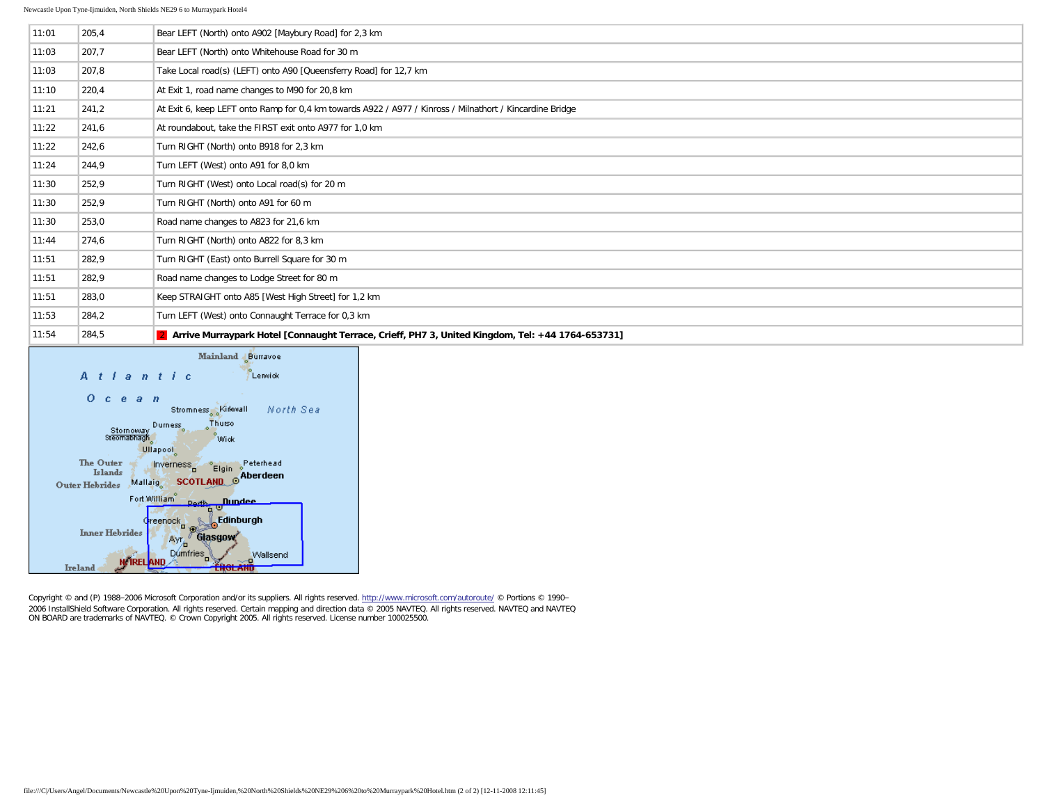| | | |
|---|---|---|
| 11:01 | 205,4 | Bear LEFT (North) onto A902 [Maybury Road] for 2,3 km |
| 11:03 | 207,7 | Bear LEFT (North) onto Whitehouse Road for 30 m |
| 11:03 | 207,8 | Take Local road(s) (LEFT) onto A90 [Queensferry Road] for 12,7 km |
| 11:10 | 220,4 | At Exit 1, road name changes to M90 for 20,8 km |
| 11:21 | 241,2 | At Exit 6, keep LEFT onto Ramp for 0,4 km towards A922 / A977 / Kinross / Milnathort / Kincardine Bridge |
| 11:22 | 241,6 | At roundabout, take the FIRST exit onto A977 for 1,0 km |
| 11:22 | 242,6 | Turn RIGHT (North) onto B918 for 2,3 km |
| 11:24 | 244,9 | Turn LEFT (West) onto A91 for 8,0 km |
| 11:30 | 252,9 | Turn RIGHT (West) onto Local road(s) for 20 m |
| 11:30 | 252,9 | Turn RIGHT (North) onto A91 for 60 m |
| 11:30 | 253,0 | Road name changes to A823 for 21,6 km |
| 11:44 | 274,6 | Turn RIGHT (North) onto A822 for 8,3 km |
| 11:51 | 282,9 | Turn RIGHT (East) onto Burrell Square for 30 m |
| 11:51 | 282,9 | Road name changes to Lodge Street for 80 m |
| 11:51 | 283,0 | Keep STRAIGHT onto A85 [West High Street] for 1,2 km |
| 11:53 | 284,2 | Turn LEFT (West) onto Connaught Terrace for 0,3 km |
| 11:54 | 284,5 | 2 **Arrive Murraypark Hotel [Connaught Terrace, Crieff, PH7 3, United Kingdom, Tel: +44 1764-653731]** |

Copyright © and (P) 1988–2006 Microsoft Corporation and/or its suppliers. All rights reserved. http://www.microsoft.com/autoroute/ © Portions © 1990–2006 InstallShield Software Corporation. All rights reserved. Certain mapping and direction data © 2005 NAVTEQ. All rights reserved. NAVTEQ and NAVTEQ ON BOARD are trademarks of NAVTEQ. © Crown Copyright 2005. All rights reserved. License number 100025500.